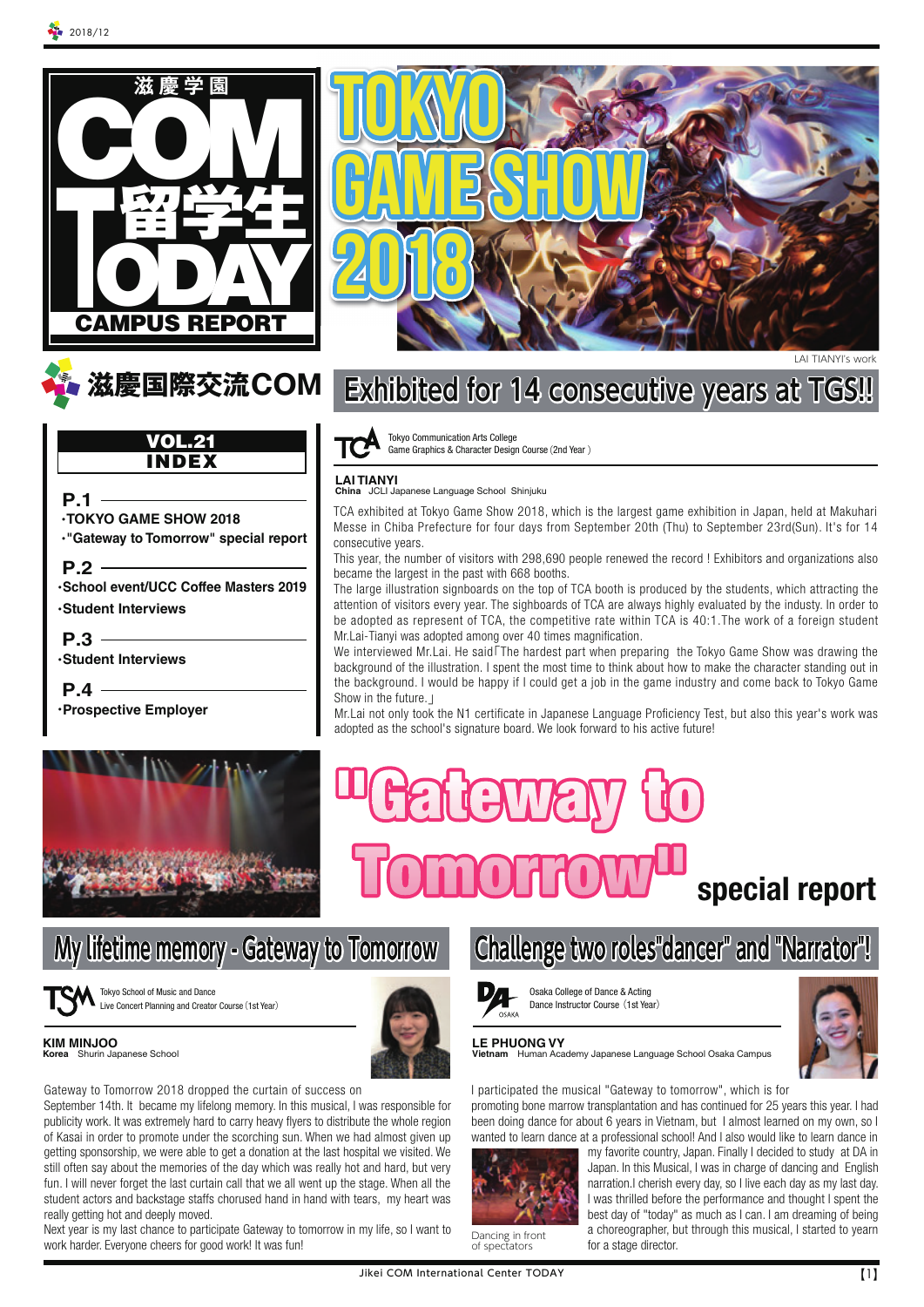2018/12

# 滋慶学園 COM 留学生 TODAY

CAMPUS REPORT

滋慶国際交流COM

# TOKYO GAME SHOW 2018

LAI TIANYI's work

**VOL.21 INDEX**

**P.1**
- ・TOKYO GAME SHOW 2018
- ・"Gateway to Tomorrow" special report

**P.2**
- ・School event/UCC Coffee Masters 2019
- ・Student Interviews

**P.3**
- ・Student Interviews

**P.4**
- ・Prospective Employer

## Exhibited for 14 consecutive years at TGS!!

Tokyo Communication Arts College
Game Graphics & Character Design Course (2nd Year)

**LAI TIANYI**
**China** JCLI Japanese Language School Shinjuku

TCA exhibited at Tokyo Game Show 2018, which is the largest game exhibition in Japan, held at Makuhari Messe in Chiba Prefecture for four days from September 20th (Thu) to September 23rd(Sun). It's for 14 consecutive years.

This year, the number of visitors with 298,690 people renewed the record ! Exhibitors and organizations also became the largest in the past with 668 booths.

The large illustration signboards on the top of TCA booth is produced by the students, which attracting the attention of visitors every year. The sighboards of TCA are always highly evaluated by the industry. In order to be adopted as represent of TCA, the competitive rate within TCA is 40:1.The work of a foreign student Mr.Lai-Tianyi was adopted among over 40 times magnification.

We interviewed Mr.Lai. He said「The hardest part when preparing the Tokyo Game Show was drawing the background of the illustration. I spent the most time to think about how to make the character standing out in the background. I would be happy if I could get a job in the game industry and come back to Tokyo Game Show in the future.」

Mr.Lai not only took the N1 certificate in Japanese Language Proficiency Test, but also this year's work was adopted as the school's signature board. We look forward to his active future!

# "Gateway to Tomorrow" special report

## My lifetime memory - Gateway to Tomorrow

Tokyo School of Music and Dance
Live Concert Planning and Creator Course (1st Year)

**KIM MINJOO**
**Korea** Shurin Japanese School

Gateway to Tomorrow 2018 dropped the curtain of success on September 14th. It became my lifelong memory. In this musical, I was responsible for publicity work. It was extremely hard to carry heavy flyers to distribute the whole region of Kasai in order to promote under the scorching sun. When we had almost given up getting sponsorship, we were able to get a donation at the last hospital we visited. We still often say about the memories of the day which was really hot and hard, but very fun. I will never forget the last curtain call that we all went up the stage. When all the student actors and backstage staffs chorused hand in hand with tears, my heart was really getting hot and deeply moved.

Next year is my last chance to participate Gateway to tomorrow in my life, so I want to work harder. Everyone cheers for good work! It was fun!

## Challenge two roles"dancer" and "Narrator"!

Osaka College of Dance & Acting
Dance Instructor Course (1st Year)

**LE PHUONG VY**
**Vietnam** Human Academy Japanese Language School Osaka Campus

I participated the musical "Gateway to tomorrow", which is for promoting bone marrow transplantation and has continued for 25 years this year. I had been doing dance for about 6 years in Vietnam, but I almost learned on my own, so I wanted to learn dance at a professional school! And I also would like to learn dance in my favorite country, Japan. Finally I decided to study at DA in Japan. In this Musical, I was in charge of dancing and English narration.I cherish every day, so I live each day as my last day. I was thrilled before the performance and thought I spent the best day of "today" as much as I can. I am dreaming of being a choreographer, but through this musical, I started to yearn for a stage director.

Dancing in front of spectators

Jikei COM International Center TODAY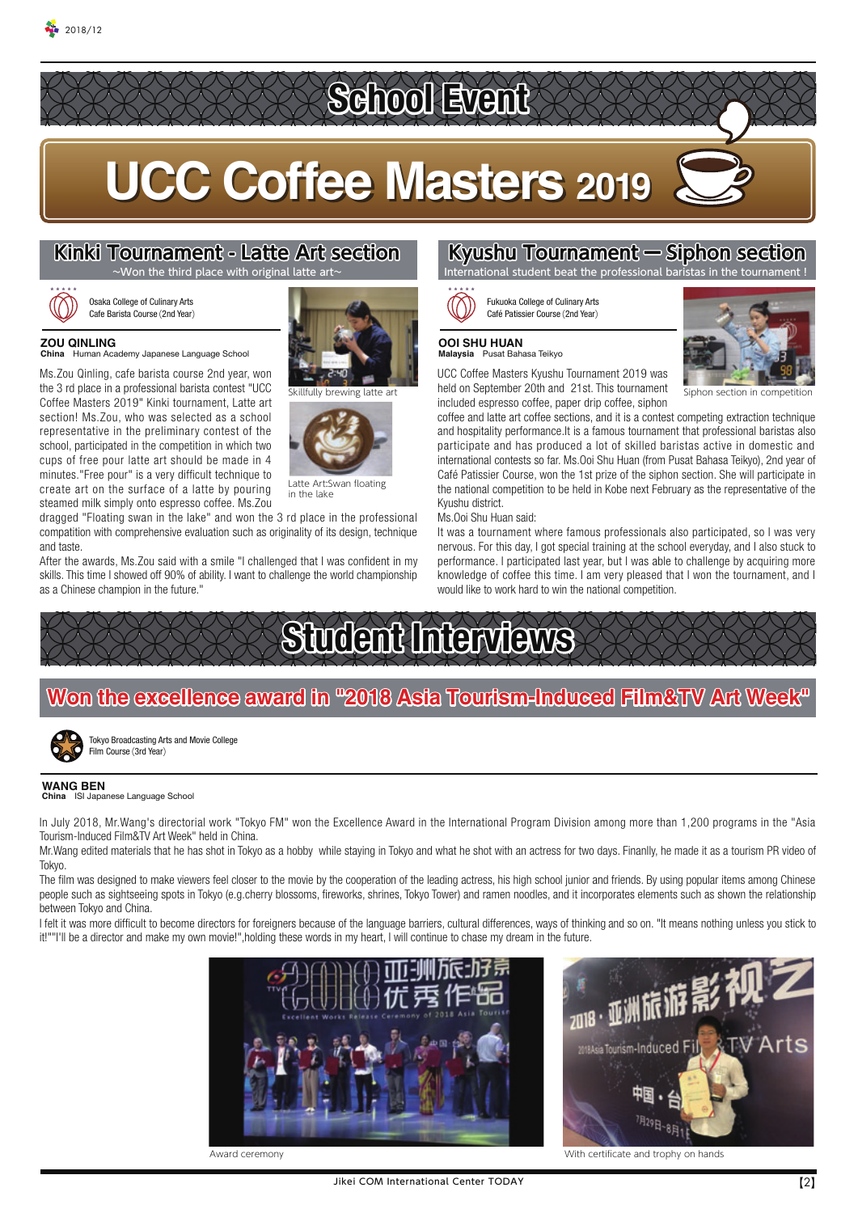# School Event

# UCC Coffee Masters 2019

## Kinki Tournament - Latte Art section

~Won the third place with original latte art~

Osaka College of Culinary Arts
Cafe Barista Course (2nd Year)

**ZOU QINLING**
**China** Human Academy Japanese Language School

Ms.Zou Qinling, cafe barista course 2nd year, won the 3 rd place in a professional barista contest "UCC Coffee Masters 2019" Kinki tournament, Latte art section! Ms.Zou, who was selected as a school representative in the preliminary contest of the school, participated in the competition in which two cups of free pour latte art should be made in 4 minutes."Free pour" is a very difficult technique to create art on the surface of a latte by pouring steamed milk simply onto espresso coffee. Ms.Zou dragged "Floating swan in the lake" and won the 3 rd place in the professional compatition with comprehensive evaluation such as originality of its design, technique and taste.

After the awards, Ms.Zou said with a smile "I challenged that I was confident in my skills. This time I showed off 90% of ability. I want to challenge the world championship as a Chinese champion in the future."

Skillfully brewing latte art

Latte Art:Swan floating in the lake

## Kyushu Tournament — Siphon section

International student beat the professional baristas in the tournament !

Fukuoka College of Culinary Arts
Café Patissier Course (2nd Year)

**OOI SHU HUAN**
**Malaysia** Pusat Bahasa Teikyo

UCC Coffee Masters Kyushu Tournament 2019 was held on September 20th and 21st. This tournament included espresso coffee, paper drip coffee, siphon coffee and latte art coffee sections, and it is a contest competing extraction technique and hospitality performance.It is a famous tournament that professional baristas also participate and has produced a lot of skilled baristas active in domestic and international contests so far. Ms.Ooi Shu Huan (from Pusat Bahasa Teikyo), 2nd year of Café Patissier Course, won the 1st prize of the siphon section. She will participate in the national competition to be held in Kobe next February as the representative of the Kyushu district.

Ms.Ooi Shu Huan said:

It was a tournament where famous professionals also participated, so I was very nervous. For this day, I got special training at the school everyday, and I also stuck to performance. I participated last year, but I was able to challenge by acquiring more knowledge of coffee this time. I am very pleased that I won the tournament, and I would like to work hard to win the national competition.

Siphon section in competition

# Student Interviews

## Won the excellence award in "2018 Asia Tourism-Induced Film&TV Art Week"

Tokyo Broadcasting Arts and Movie College
Film Course (3rd Year)

**WANG BEN**
**China** ISI Japanese Language School

In July 2018, Mr.Wang's directorial work "Tokyo FM" won the Excellence Award in the International Program Division among more than 1,200 programs in the "Asia Tourism-Induced Film&TV Art Week" held in China.

Mr.Wang edited materials that he has shot in Tokyo as a hobby while staying in Tokyo and what he shot with an actress for two days. Finanlly, he made it as a tourism PR video of Tokyo.

The film was designed to make viewers feel closer to the movie by the cooperation of the leading actress, his high school junior and friends. By using popular items among Chinese people such as sightseeing spots in Tokyo (e.g.cherry blossoms, fireworks, shrines, Tokyo Tower) and ramen noodles, and it incorporates elements such as shown the relationship between Tokyo and China.

I felt it was more difficult to become directors for foreigners because of the language barriers, cultural differences, ways of thinking and so on. "It means nothing unless you stick to it!""I'll be a director and make my own movie!",holding these words in my heart, I will continue to chase my dream in the future.

Award ceremony

With certificate and trophy on hands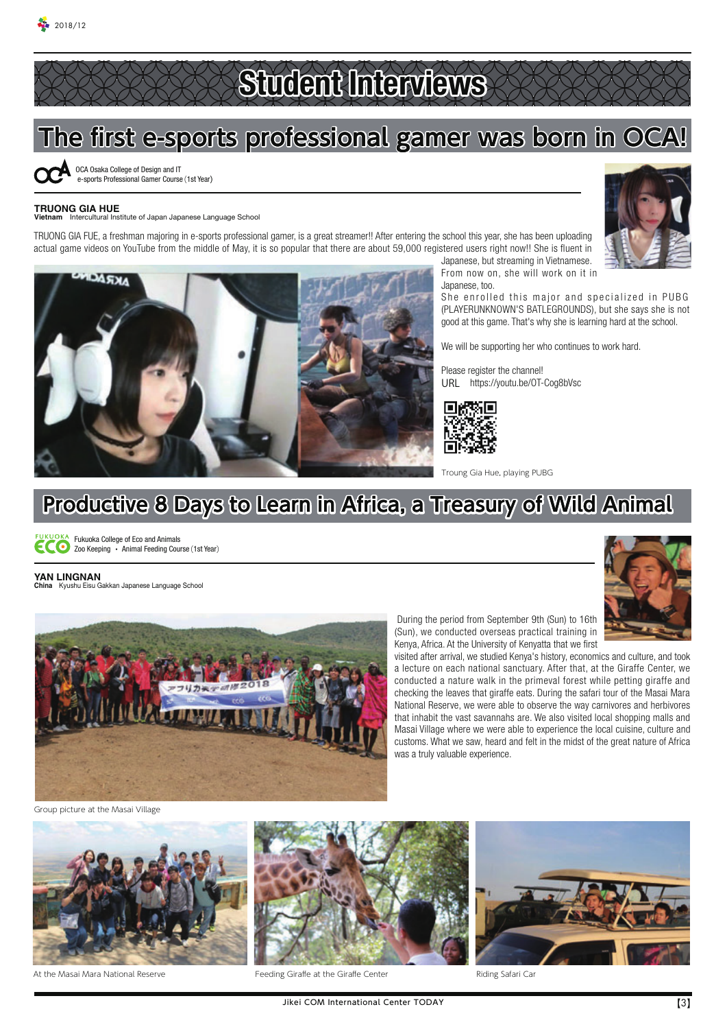# Student Interviews

## The first e-sports professional gamer was born in OCA!

OCA Osaka College of Design and IT
e-sports Professional Gamer Course (1st Year)

**TRUONG GIA HUE**
**Vietnam** Intercultural Institute of Japan Japanese Language School

TRUONG GIA FUE, a freshman majoring in e-sports professional gamer, is a great streamer!! After entering the school this year, she has been uploading actual game videos on YouTube from the middle of May, it is so popular that there are about 59,000 registered users right now!! She is fluent in Japanese, but streaming in Vietnamese. From now on, she will work on it in Japanese, too.

She enrolled this major and specialized in PUBG (PLAYERUNKNOWN'S BATLEGROUNDS), but she says she is not good at this game. That's why she is learning hard at the school.

We will be supporting her who continues to work hard.

Please register the channel!
URL https://youtu.be/OT-Cog8bVsc

Troung Gia Hue, playing PUBG

## Productive 8 Days to Learn in Africa, a Treasury of Wild Animal

Fukuoka College of Eco and Animals
Zoo Keeping ・ Animal Feeding Course (1st Year)

**YAN LINGNAN**
**China** Kyushu Eisu Gakkan Japanese Language School

During the period from September 9th (Sun) to 16th (Sun), we conducted overseas practical training in Kenya, Africa. At the University of Kenyatta that we first visited after arrival, we studied Kenya's history, economics and culture, and took a lecture on each national sanctuary. After that, at the Giraffe Center, we conducted a nature walk in the primeval forest while petting giraffe and checking the leaves that giraffe eats. During the safari tour of the Masai Mara National Reserve, we were able to observe the way carnivores and herbivores that inhabit the vast savannahs are. We also visited local shopping malls and Masai Village where we were able to experience the local cuisine, culture and customs. What we saw, heard and felt in the midst of the great nature of Africa was a truly valuable experience.

Group picture at the Masai Village

At the Masai Mara National Reserve

Feeding Giraffe at the Giraffe Center

Riding Safari Car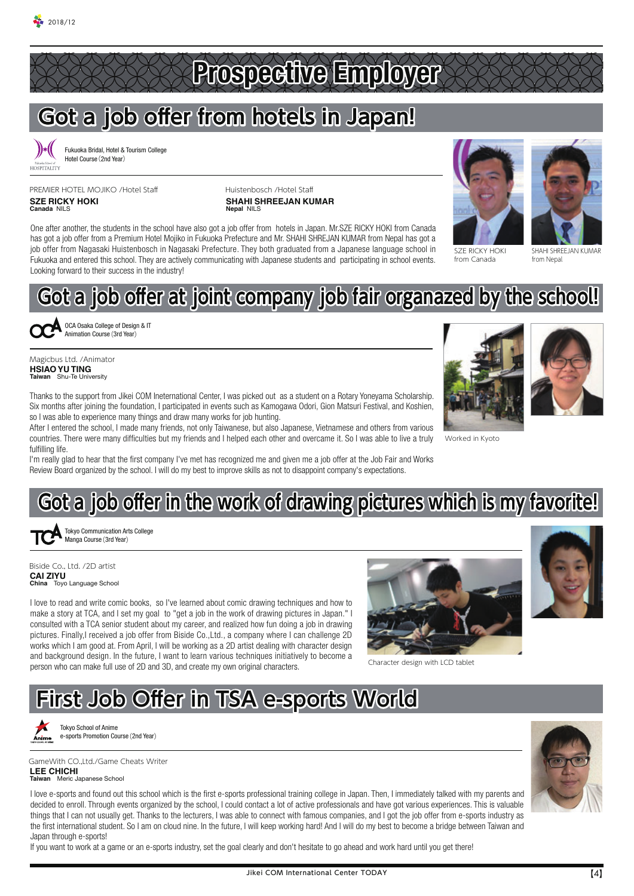# Prospective Employer

## Got a job offer from hotels in Japan!

Fukuoka Bridal, Hotel & Tourism College
Hotel Course (2nd Year)

PREMIER HOTEL MOJIKO /Hotel Staff
**SZE RICKY HOKI**
**Canada** NILS

Huistenbosch /Hotel Staff
**SHAHI SHREEJAN KUMAR**
**Nepal** NILS

One after another, the students in the school have also got a job offer from hotels in Japan. Mr.SZE RICKY HOKI from Canada has got a job offer from a Premium Hotel Mojiko in Fukuoka Prefecture and Mr. SHAHI SHREJAN KUMAR from Nepal has got a job offer from Nagasaki Huistenbosch in Nagasaki Prefecture. They both graduated from a Japanese language school in Fukuoka and entered this school. They are actively communicating with Japanese students and participating in school events. Looking forward to their success in the industry!

SZE RICKY HOKI from Canada

SHAHI SHREEJAN KUMAR from Nepal

## Got a job offer at joint company job fair organazed by the school!

OCA Osaka College of Design & IT
Animation Course (3rd Year)

Magicbus Ltd. /Animator
**HSIAO YU TING**
**Taiwan** Shu-Te University

Thanks to the support from Jikei COM Ineternational Center, I was picked out as a student on a Rotary Yoneyama Scholarship. Six months after joining the foundation, I participated in events such as Kamogawa Odori, Gion Matsuri Festival, and Koshien, so I was able to experience many things and draw many works for job hunting.

After I entered the school, I made many friends, not only Taiwanese, but also Japanese, Vietnamese and others from various countries. There were many difficulties but my friends and I helped each other and overcame it. So I was able to live a truly fulfilling life.

I'm really glad to hear that the first company I've met has recognized me and given me a job offer at the Job Fair and Works Review Board organized by the school. I will do my best to improve skills as not to disappoint company's expectations.

Worked in Kyoto

## Got a job offer in the work of drawing pictures which is my favorite!

Tokyo Communication Arts College
Manga Course (3rd Year)

Biside Co., Ltd. /2D artist
**CAI ZIYU**
**China** Toyo Language School

I love to read and write comic books, so I've learned about comic drawing techniques and how to make a story at TCA, and I set my goal to "get a job in the work of drawing pictures in Japan." I consulted with a TCA senior student about my career, and realized how fun doing a job in drawing pictures. Finally,I received a job offer from Biside Co.,Ltd., a company where I can challenge 2D works which I am good at. From April, I will be working as a 2D artist dealing with character design and background design. In the future, I want to learn various techniques initiatively to become a person who can make full use of 2D and 3D, and create my own original characters.

Character design with LCD tablet

## First Job Offer in TSA e-sports World

Tokyo School of Anime
e-sports Promotion Course (2nd Year)

GameWith CO.,Ltd./Game Cheats Writer
**LEE CHICHI**
**Taiwan** Meric Japanese School

I love e-sports and found out this school which is the first e-sports professional training college in Japan. Then, I immediately talked with my parents and decided to enroll. Through events organized by the school, I could contact a lot of active professionals and have got various experiences. This is valuable things that I can not usually get. Thanks to the lecturers, I was able to connect with famous companies, and I got the job offer from e-sports industry as the first international student. So I am on cloud nine. In the future, I will keep working hard! And I will do my best to become a bridge between Taiwan and Japan through e-sports!

If you want to work at a game or an e-sports industry, set the goal clearly and don't hesitate to go ahead and work hard until you get there!